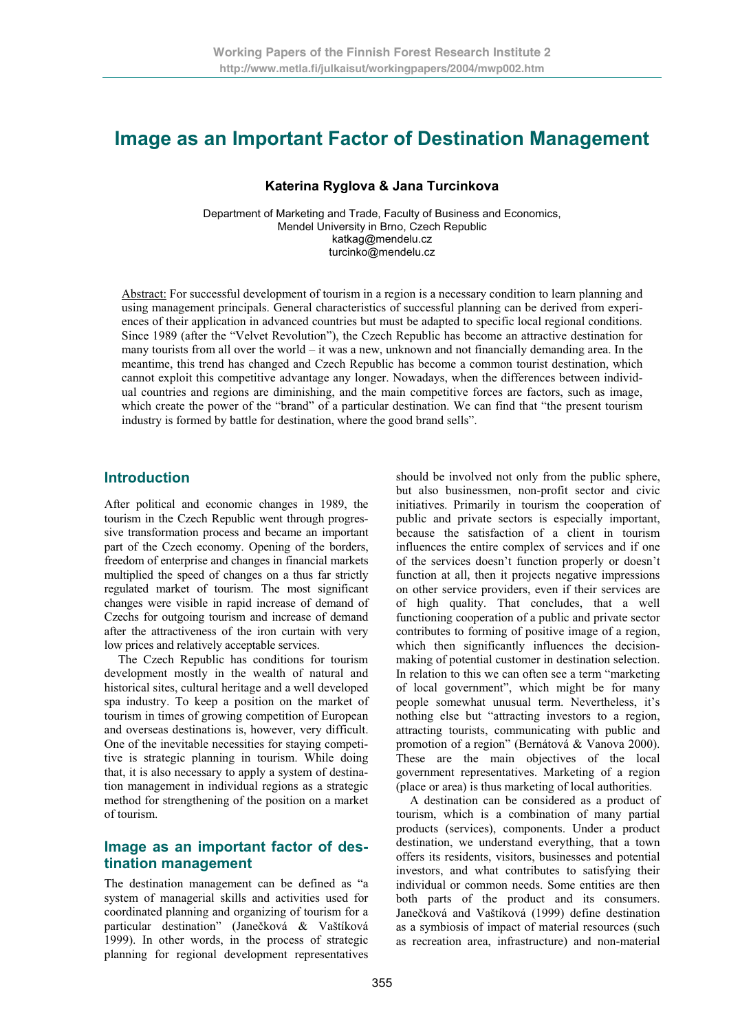# Image as an Important Factor of Destination Management

**Katerina Ryglova & Jana Turcinkova**

Department of Marketing and Trade, Faculty of Business and Economics,
Mendel University in Brno, Czech Republic
katkag@mendelu.cz
turcinko@mendelu.cz

Abstract: For successful development of tourism in a region is a necessary condition to learn planning and using management principals. General characteristics of successful planning can be derived from experiences of their application in advanced countries but must be adapted to specific local regional conditions. Since 1989 (after the "Velvet Revolution"), the Czech Republic has become an attractive destination for many tourists from all over the world – it was a new, unknown and not financially demanding area. In the meantime, this trend has changed and Czech Republic has become a common tourist destination, which cannot exploit this competitive advantage any longer. Nowadays, when the differences between individual countries and regions are diminishing, and the main competitive forces are factors, such as image, which create the power of the "brand" of a particular destination. We can find that "the present tourism industry is formed by battle for destination, where the good brand sells".

## Introduction

After political and economic changes in 1989, the tourism in the Czech Republic went through progressive transformation process and became an important part of the Czech economy. Opening of the borders, freedom of enterprise and changes in financial markets multiplied the speed of changes on a thus far strictly regulated market of tourism. The most significant changes were visible in rapid increase of demand of Czechs for outgoing tourism and increase of demand after the attractiveness of the iron curtain with very low prices and relatively acceptable services.

The Czech Republic has conditions for tourism development mostly in the wealth of natural and historical sites, cultural heritage and a well developed spa industry. To keep a position on the market of tourism in times of growing competition of European and overseas destinations is, however, very difficult. One of the inevitable necessities for staying competitive is strategic planning in tourism. While doing that, it is also necessary to apply a system of destination management in individual regions as a strategic method for strengthening of the position on a market of tourism.

## Image as an important factor of destination management

The destination management can be defined as "a system of managerial skills and activities used for coordinated planning and organizing of tourism for a particular destination" (Janečková & Vaštíková 1999). In other words, in the process of strategic planning for regional development representatives should be involved not only from the public sphere, but also businessmen, non-profit sector and civic initiatives. Primarily in tourism the cooperation of public and private sectors is especially important, because the satisfaction of a client in tourism influences the entire complex of services and if one of the services doesn't function properly or doesn't function at all, then it projects negative impressions on other service providers, even if their services are of high quality. That concludes, that a well functioning cooperation of a public and private sector contributes to forming of positive image of a region, which then significantly influences the decision-making of potential customer in destination selection. In relation to this we can often see a term "marketing of local government", which might be for many people somewhat unusual term. Nevertheless, it's nothing else but "attracting investors to a region, attracting tourists, communicating with public and promotion of a region" (Bernátová & Vanova 2000). These are the main objectives of the local government representatives. Marketing of a region (place or area) is thus marketing of local authorities.

A destination can be considered as a product of tourism, which is a combination of many partial products (services), components. Under a product destination, we understand everything, that a town offers its residents, visitors, businesses and potential investors, and what contributes to satisfying their individual or common needs. Some entities are then both parts of the product and its consumers. Janečková and Vaštíková (1999) define destination as a symbiosis of impact of material resources (such as recreation area, infrastructure) and non-material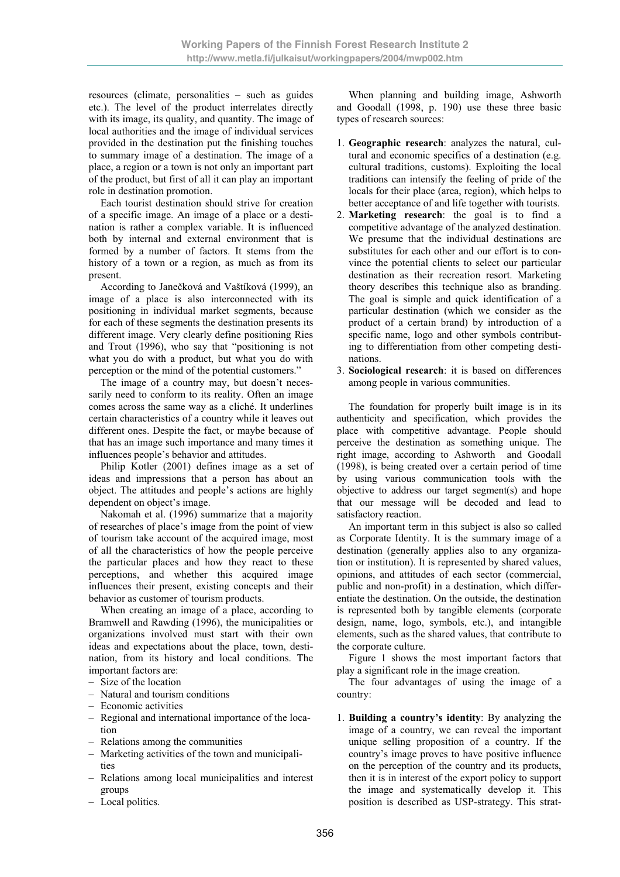resources (climate, personalities – such as guides etc.). The level of the product interrelates directly with its image, its quality, and quantity. The image of local authorities and the image of individual services provided in the destination put the finishing touches to summary image of a destination. The image of a place, a region or a town is not only an important part of the product, but first of all it can play an important role in destination promotion.

Each tourist destination should strive for creation of a specific image. An image of a place or a destination is rather a complex variable. It is influenced both by internal and external environment that is formed by a number of factors. It stems from the history of a town or a region, as much as from its present.

According to Janečková and Vaštíková (1999), an image of a place is also interconnected with its positioning in individual market segments, because for each of these segments the destination presents its different image. Very clearly define positioning Ries and Trout (1996), who say that "positioning is not what you do with a product, but what you do with perception or the mind of the potential customers."

The image of a country may, but doesn't necessarily need to conform to its reality. Often an image comes across the same way as a cliché. It underlines certain characteristics of a country while it leaves out different ones. Despite the fact, or maybe because of that has an image such importance and many times it influences people's behavior and attitudes.

Philip Kotler (2001) defines image as a set of ideas and impressions that a person has about an object. The attitudes and people's actions are highly dependent on object's image.

Nakomah et al. (1996) summarize that a majority of researches of place's image from the point of view of tourism take account of the acquired image, most of all the characteristics of how the people perceive the particular places and how they react to these perceptions, and whether this acquired image influences their present, existing concepts and their behavior as customer of tourism products.

When creating an image of a place, according to Bramwell and Rawding (1996), the municipalities or organizations involved must start with their own ideas and expectations about the place, town, destination, from its history and local conditions. The important factors are:

- Size of the location
- Natural and tourism conditions
- Economic activities
- Regional and international importance of the location
- Relations among the communities
- Marketing activities of the town and municipalities
- Relations among local municipalities and interest groups
- Local politics.

When planning and building image, Ashworth and Goodall (1998, p. 190) use these three basic types of research sources:

1. **Geographic research**: analyzes the natural, cultural and economic specifics of a destination (e.g. cultural traditions, customs). Exploiting the local traditions can intensify the feeling of pride of the locals for their place (area, region), which helps to better acceptance of and life together with tourists.
2. **Marketing research**: the goal is to find a competitive advantage of the analyzed destination. We presume that the individual destinations are substitutes for each other and our effort is to convince the potential clients to select our particular destination as their recreation resort. Marketing theory describes this technique also as branding. The goal is simple and quick identification of a particular destination (which we consider as the product of a certain brand) by introduction of a specific name, logo and other symbols contributing to differentiation from other competing destinations.
3. **Sociological research**: it is based on differences among people in various communities.

The foundation for properly built image is in its authenticity and specification, which provides the place with competitive advantage. People should perceive the destination as something unique. The right image, according to Ashworth and Goodall (1998), is being created over a certain period of time by using various communication tools with the objective to address our target segment(s) and hope that our message will be decoded and lead to satisfactory reaction.

An important term in this subject is also so called as Corporate Identity. It is the summary image of a destination (generally applies also to any organization or institution). It is represented by shared values, opinions, and attitudes of each sector (commercial, public and non-profit) in a destination, which differentiate the destination. On the outside, the destination is represented both by tangible elements (corporate design, name, logo, symbols, etc.), and intangible elements, such as the shared values, that contribute to the corporate culture.

Figure 1 shows the most important factors that play a significant role in the image creation.

The four advantages of using the image of a country:

1. **Building a country's identity**: By analyzing the image of a country, we can reveal the important unique selling proposition of a country. If the country's image proves to have positive influence on the perception of the country and its products, then it is in interest of the export policy to support the image and systematically develop it. This position is described as USP-strategy. This strat-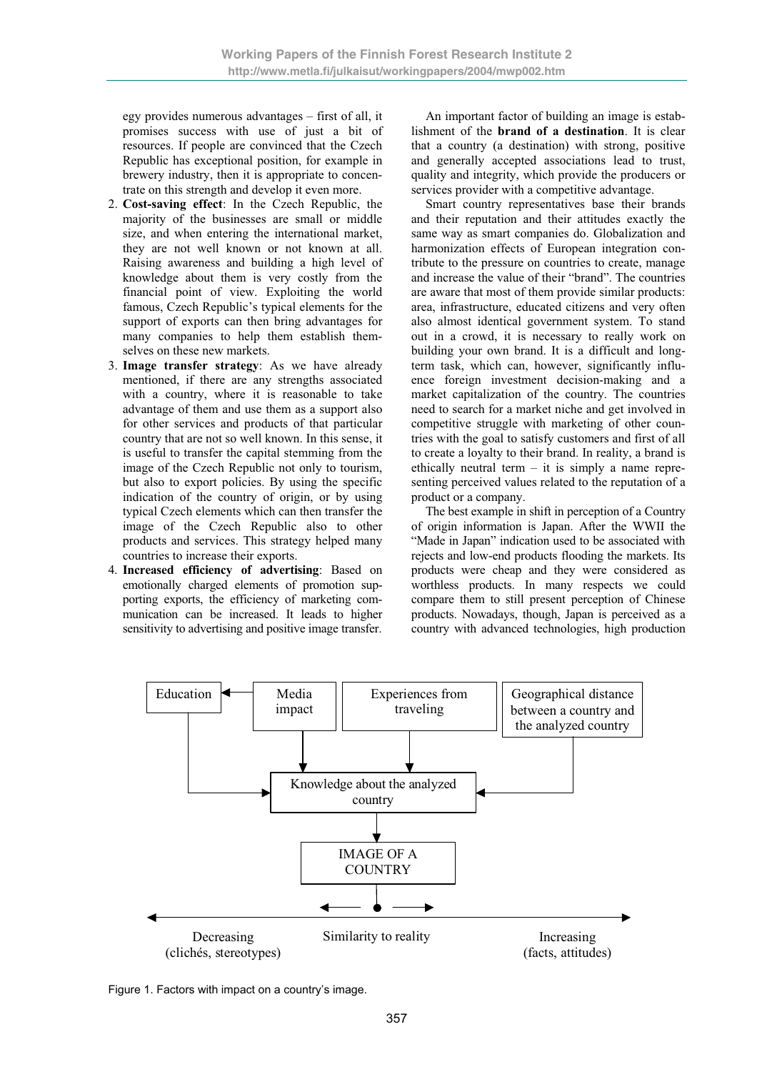egy provides numerous advantages – first of all, it promises success with use of just a bit of resources. If people are convinced that the Czech Republic has exceptional position, for example in brewery industry, then it is appropriate to concentrate on this strength and develop it even more.

2. **Cost-saving effect**: In the Czech Republic, the majority of the businesses are small or middle size, and when entering the international market, they are not well known or not known at all. Raising awareness and building a high level of knowledge about them is very costly from the financial point of view. Exploiting the world famous, Czech Republic's typical elements for the support of exports can then bring advantages for many companies to help them establish themselves on these new markets.
3. **Image transfer strategy**: As we have already mentioned, if there are any strengths associated with a country, where it is reasonable to take advantage of them and use them as a support also for other services and products of that particular country that are not so well known. In this sense, it is useful to transfer the capital stemming from the image of the Czech Republic not only to tourism, but also to export policies. By using the specific indication of the country of origin, or by using typical Czech elements which can then transfer the image of the Czech Republic also to other products and services. This strategy helped many countries to increase their exports.
4. **Increased efficiency of advertising**: Based on emotionally charged elements of promotion supporting exports, the efficiency of marketing communication can be increased. It leads to higher sensitivity to advertising and positive image transfer.

An important factor of building an image is establishment of the **brand of a destination**. It is clear that a country (a destination) with strong, positive and generally accepted associations lead to trust, quality and integrity, which provide the producers or services provider with a competitive advantage.

Smart country representatives base their brands and their reputation and their attitudes exactly the same way as smart companies do. Globalization and harmonization effects of European integration contribute to the pressure on countries to create, manage and increase the value of their "brand". The countries are aware that most of them provide similar products: area, infrastructure, educated citizens and very often also almost identical government system. To stand out in a crowd, it is necessary to really work on building your own brand. It is a difficult and long-term task, which can, however, significantly influence foreign investment decision-making and a market capitalization of the country. The countries need to search for a market niche and get involved in competitive struggle with marketing of other countries with the goal to satisfy customers and first of all to create a loyalty to their brand. In reality, a brand is ethically neutral term – it is simply a name representing perceived values related to the reputation of a product or a company.

The best example in shift in perception of a Country of origin information is Japan. After the WWII the "Made in Japan" indication used to be associated with rejects and low-end products flooding the markets. Its products were cheap and they were considered as worthless products. In many respects we could compare them to still present perception of Chinese products. Nowadays, though, Japan is perceived as a country with advanced technologies, high production

Education | Media impact | Experiences from traveling | Geographical distance between a country and the analyzed country → Knowledge about the analyzed country → IMAGE OF A COUNTRY

Similarity to reality: Decreasing (clichés, stereotypes) ← → Increasing (facts, attitudes)

Figure 1. Factors with impact on a country's image.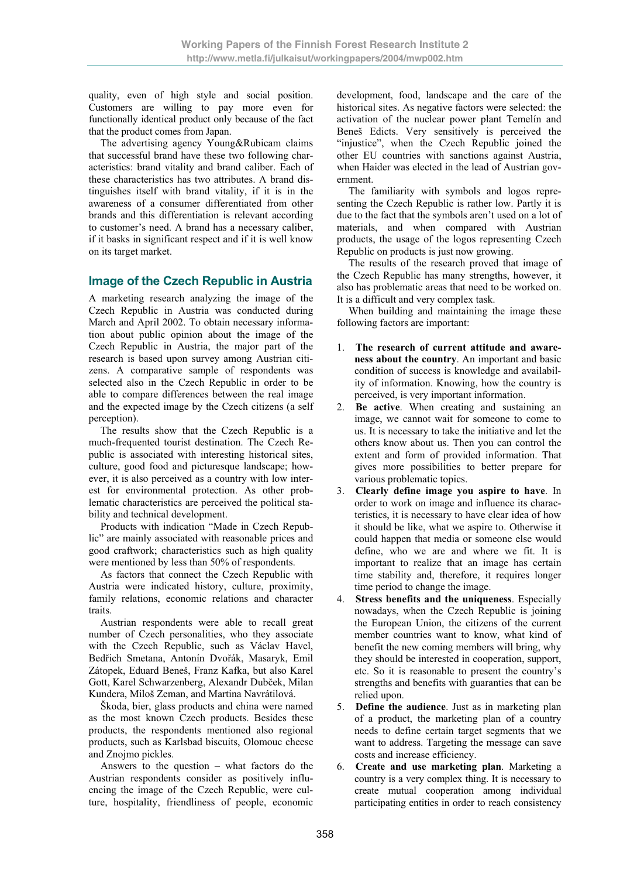quality, even of high style and social position. Customers are willing to pay more even for functionally identical product only because of the fact that the product comes from Japan.

The advertising agency Young&Rubicam claims that successful brand have these two following characteristics: brand vitality and brand caliber. Each of these characteristics has two attributes. A brand distinguishes itself with brand vitality, if it is in the awareness of a consumer differentiated from other brands and this differentiation is relevant according to customer's need. A brand has a necessary caliber, if it basks in significant respect and if it is well know on its target market.

## Image of the Czech Republic in Austria

A marketing research analyzing the image of the Czech Republic in Austria was conducted during March and April 2002. To obtain necessary information about public opinion about the image of the Czech Republic in Austria, the major part of the research is based upon survey among Austrian citizens. A comparative sample of respondents was selected also in the Czech Republic in order to be able to compare differences between the real image and the expected image by the Czech citizens (a self perception).

The results show that the Czech Republic is a much-frequented tourist destination. The Czech Republic is associated with interesting historical sites, culture, good food and picturesque landscape; however, it is also perceived as a country with low interest for environmental protection. As other problematic characteristics are perceived the political stability and technical development.

Products with indication "Made in Czech Republic" are mainly associated with reasonable prices and good craftwork; characteristics such as high quality were mentioned by less than 50% of respondents.

As factors that connect the Czech Republic with Austria were indicated history, culture, proximity, family relations, economic relations and character traits.

Austrian respondents were able to recall great number of Czech personalities, who they associate with the Czech Republic, such as Václav Havel, Bedřich Smetana, Antonín Dvořák, Masaryk, Emil Zátopek, Eduard Beneš, Franz Kafka, but also Karel Gott, Karel Schwarzenberg, Alexandr Dubček, Milan Kundera, Miloš Zeman, and Martina Navrátilová.

Škoda, bier, glass products and china were named as the most known Czech products. Besides these products, the respondents mentioned also regional products, such as Karlsbad biscuits, Olomouc cheese and Znojmo pickles.

Answers to the question – what factors do the Austrian respondents consider as positively influencing the image of the Czech Republic, were culture, hospitality, friendliness of people, economic development, food, landscape and the care of the historical sites. As negative factors were selected: the activation of the nuclear power plant Temelín and Beneš Edicts. Very sensitively is perceived the "injustice", when the Czech Republic joined the other EU countries with sanctions against Austria, when Haider was elected in the lead of Austrian government.

The familiarity with symbols and logos representing the Czech Republic is rather low. Partly it is due to the fact that the symbols aren't used on a lot of materials, and when compared with Austrian products, the usage of the logos representing Czech Republic on products is just now growing.

The results of the research proved that image of the Czech Republic has many strengths, however, it also has problematic areas that need to be worked on. It is a difficult and very complex task.

When building and maintaining the image these following factors are important:

1. **The research of current attitude and awareness about the country**. An important and basic condition of success is knowledge and availability of information. Knowing, how the country is perceived, is very important information.
2. **Be active**. When creating and sustaining an image, we cannot wait for someone to come to us. It is necessary to take the initiative and let the others know about us. Then you can control the extent and form of provided information. That gives more possibilities to better prepare for various problematic topics.
3. **Clearly define image you aspire to have**. In order to work on image and influence its characteristics, it is necessary to have clear idea of how it should be like, what we aspire to. Otherwise it could happen that media or someone else would define, who we are and where we fit. It is important to realize that an image has certain time stability and, therefore, it requires longer time period to change the image.
4. **Stress benefits and the uniqueness**. Especially nowadays, when the Czech Republic is joining the European Union, the citizens of the current member countries want to know, what kind of benefit the new coming members will bring, why they should be interested in cooperation, support, etc. So it is reasonable to present the country's strengths and benefits with guaranties that can be relied upon.
5. **Define the audience**. Just as in marketing plan of a product, the marketing plan of a country needs to define certain target segments that we want to address. Targeting the message can save costs and increase efficiency.
6. **Create and use marketing plan**. Marketing a country is a very complex thing. It is necessary to create mutual cooperation among individual participating entities in order to reach consistency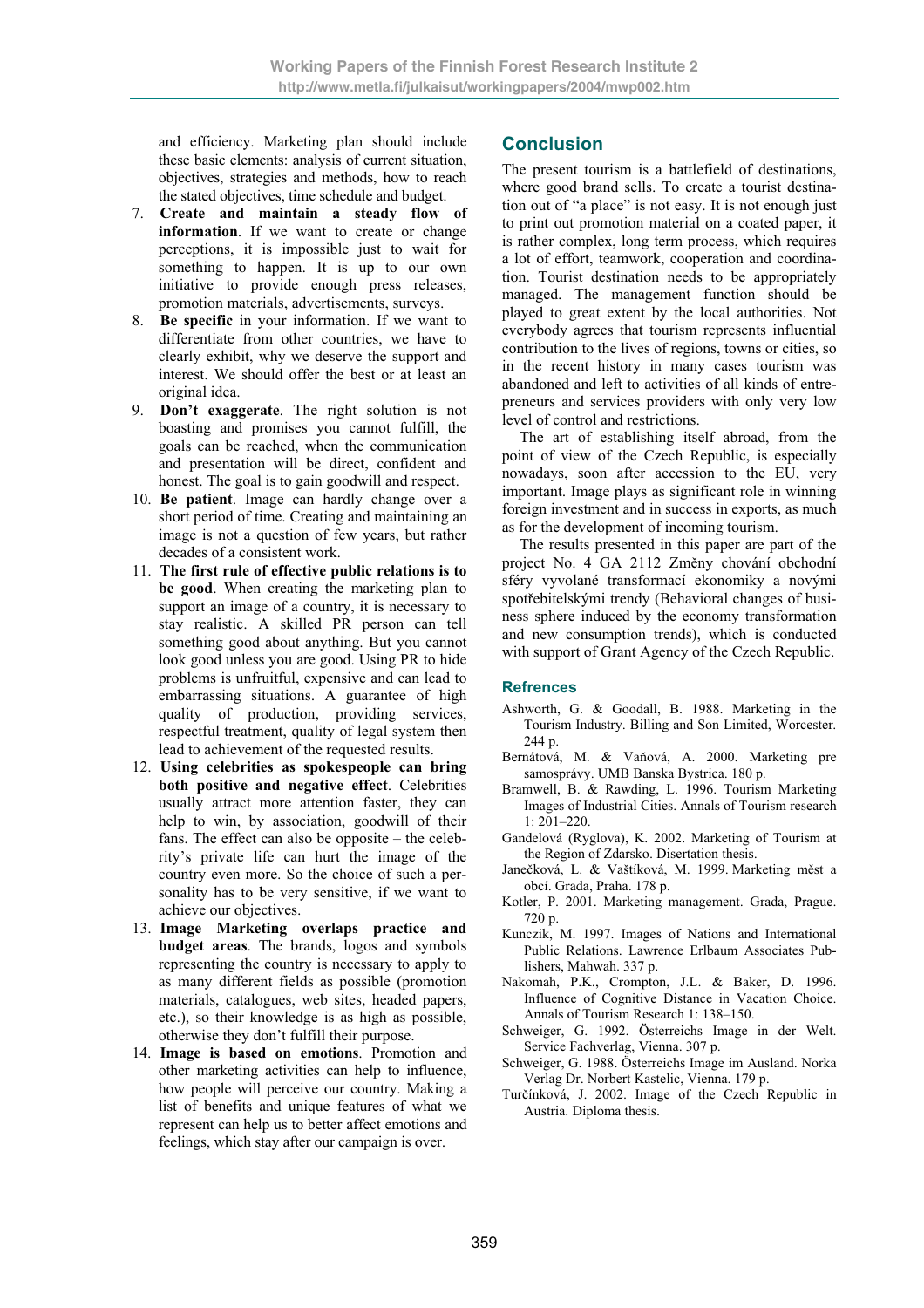and efficiency. Marketing plan should include these basic elements: analysis of current situation, objectives, strategies and methods, how to reach the stated objectives, time schedule and budget.

7. **Create and maintain a steady flow of information**. If we want to create or change perceptions, it is impossible just to wait for something to happen. It is up to our own initiative to provide enough press releases, promotion materials, advertisements, surveys.
8. **Be specific** in your information. If we want to differentiate from other countries, we have to clearly exhibit, why we deserve the support and interest. We should offer the best or at least an original idea.
9. **Don't exaggerate**. The right solution is not boasting and promises you cannot fulfill, the goals can be reached, when the communication and presentation will be direct, confident and honest. The goal is to gain goodwill and respect.
10. **Be patient**. Image can hardly change over a short period of time. Creating and maintaining an image is not a question of few years, but rather decades of a consistent work.
11. **The first rule of effective public relations is to be good**. When creating the marketing plan to support an image of a country, it is necessary to stay realistic. A skilled PR person can tell something good about anything. But you cannot look good unless you are good. Using PR to hide problems is unfruitful, expensive and can lead to embarrassing situations. A guarantee of high quality of production, providing services, respectful treatment, quality of legal system then lead to achievement of the requested results.
12. **Using celebrities as spokespeople can bring both positive and negative effect**. Celebrities usually attract more attention faster, they can help to win, by association, goodwill of their fans. The effect can also be opposite – the celebrity's private life can hurt the image of the country even more. So the choice of such a personality has to be very sensitive, if we want to achieve our objectives.
13. **Image Marketing overlaps practice and budget areas**. The brands, logos and symbols representing the country is necessary to apply to as many different fields as possible (promotion materials, catalogues, web sites, headed papers, etc.), so their knowledge is as high as possible, otherwise they don't fulfill their purpose.
14. **Image is based on emotions**. Promotion and other marketing activities can help to influence, how people will perceive our country. Making a list of benefits and unique features of what we represent can help us to better affect emotions and feelings, which stay after our campaign is over.

## Conclusion

The present tourism is a battlefield of destinations, where good brand sells. To create a tourist destination out of "a place" is not easy. It is not enough just to print out promotion material on a coated paper, it is rather complex, long term process, which requires a lot of effort, teamwork, cooperation and coordination. Tourist destination needs to be appropriately managed. The management function should be played to great extent by the local authorities. Not everybody agrees that tourism represents influential contribution to the lives of regions, towns or cities, so in the recent history in many cases tourism was abandoned and left to activities of all kinds of entrepreneurs and services providers with only very low level of control and restrictions.

The art of establishing itself abroad, from the point of view of the Czech Republic, is especially nowadays, soon after accession to the EU, very important. Image plays as significant role in winning foreign investment and in success in exports, as much as for the development of incoming tourism.

The results presented in this paper are part of the project No. 4 GA 2112 Změny chování obchodní sféry vyvolané transformací ekonomiky a novými spotřebitelskými trendy (Behavioral changes of business sphere induced by the economy transformation and new consumption trends), which is conducted with support of Grant Agency of the Czech Republic.

## Refrences

Ashworth, G. & Goodall, B. 1988. Marketing in the Tourism Industry. Billing and Son Limited, Worcester. 244 p.

Bernátová, M. & Vaňová, A. 2000. Marketing pre samosprávy. UMB Banska Bystrica. 180 p.

Bramwell, B. & Rawding, L. 1996. Tourism Marketing Images of Industrial Cities. Annals of Tourism research 1: 201–220.

Gandelová (Ryglova), K. 2002. Marketing of Tourism at the Region of Zdarsko. Disertation thesis.

Janečková, L. & Vaštíková, M. 1999. Marketing měst a obcí. Grada, Praha. 178 p.

Kotler, P. 2001. Marketing management. Grada, Prague. 720 p.

Kunczik, M. 1997. Images of Nations and International Public Relations. Lawrence Erlbaum Associates Publishers, Mahwah. 337 p.

Nakomah, P.K., Crompton, J.L. & Baker, D. 1996. Influence of Cognitive Distance in Vacation Choice. Annals of Tourism Research 1: 138–150.

Schweiger, G. 1992. Österreichs Image in der Welt. Service Fachverlag, Vienna. 307 p.

Schweiger, G. 1988. Österreichs Image im Ausland. Norka Verlag Dr. Norbert Kastelic, Vienna. 179 p.

Turčínková, J. 2002. Image of the Czech Republic in Austria. Diploma thesis.